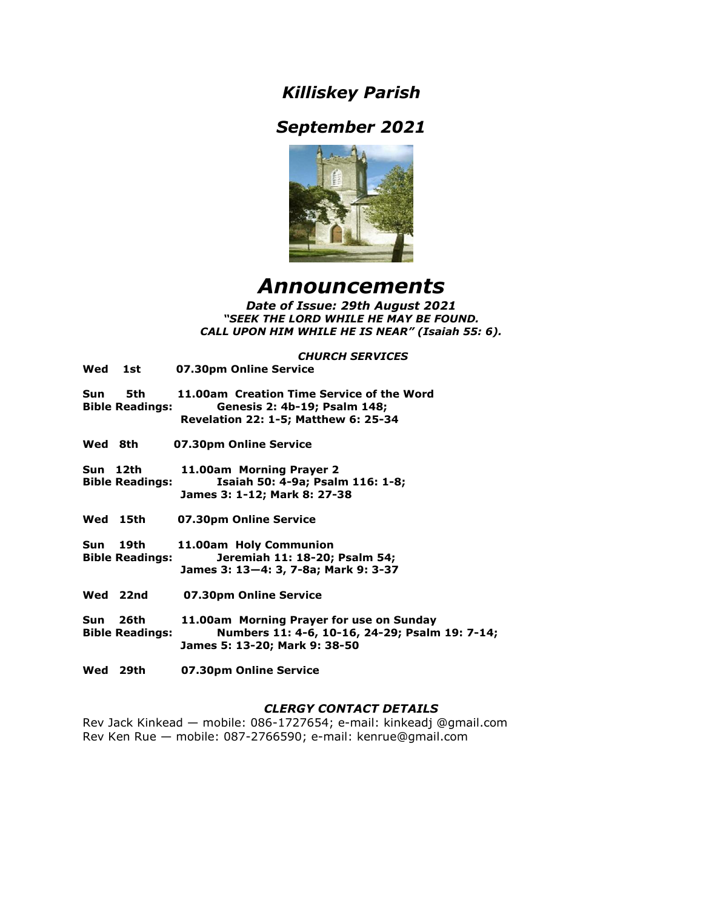# *Killiskey Parish*

## *September 2021*

# *Announcements*

***Date of Issue: 29th August 2021***
***"SEEK THE LORD WHILE HE MAY BE FOUND.***
***CALL UPON HIM WHILE HE IS NEAR" (Isaiah 55: 6).***

### *CHURCH SERVICES*

**Wed 1st** **07.30pm Online Service**

**Sun 5th** **11.00am Creation Time Service of the Word**
**Bible Readings:** **Genesis 2: 4b-19; Psalm 148;**
**Revelation 22: 1-5; Matthew 6: 25-34**

**Wed 8th** **07.30pm Online Service**

**Sun 12th** **11.00am Morning Prayer 2**
**Bible Readings:** **Isaiah 50: 4-9a; Psalm 116: 1-8;**
**James 3: 1-12; Mark 8: 27-38**

**Wed 15th** **07.30pm Online Service**

**Sun 19th** **11.00am Holy Communion**
**Bible Readings:** **Jeremiah 11: 18-20; Psalm 54;**
**James 3: 13—4: 3, 7-8a; Mark 9: 3-37**

**Wed 22nd** **07.30pm Online Service**

**Sun 26th** **11.00am Morning Prayer for use on Sunday**
**Bible Readings:** **Numbers 11: 4-6, 10-16, 24-29; Psalm 19: 7-14;**
**James 5: 13-20; Mark 9: 38-50**

**Wed 29th** **07.30pm Online Service**

### *CLERGY CONTACT DETAILS*

Rev Jack Kinkead — mobile: 086-1727654; e-mail: kinkeadj @gmail.com
Rev Ken Rue — mobile: 087-2766590; e-mail: kenrue@gmail.com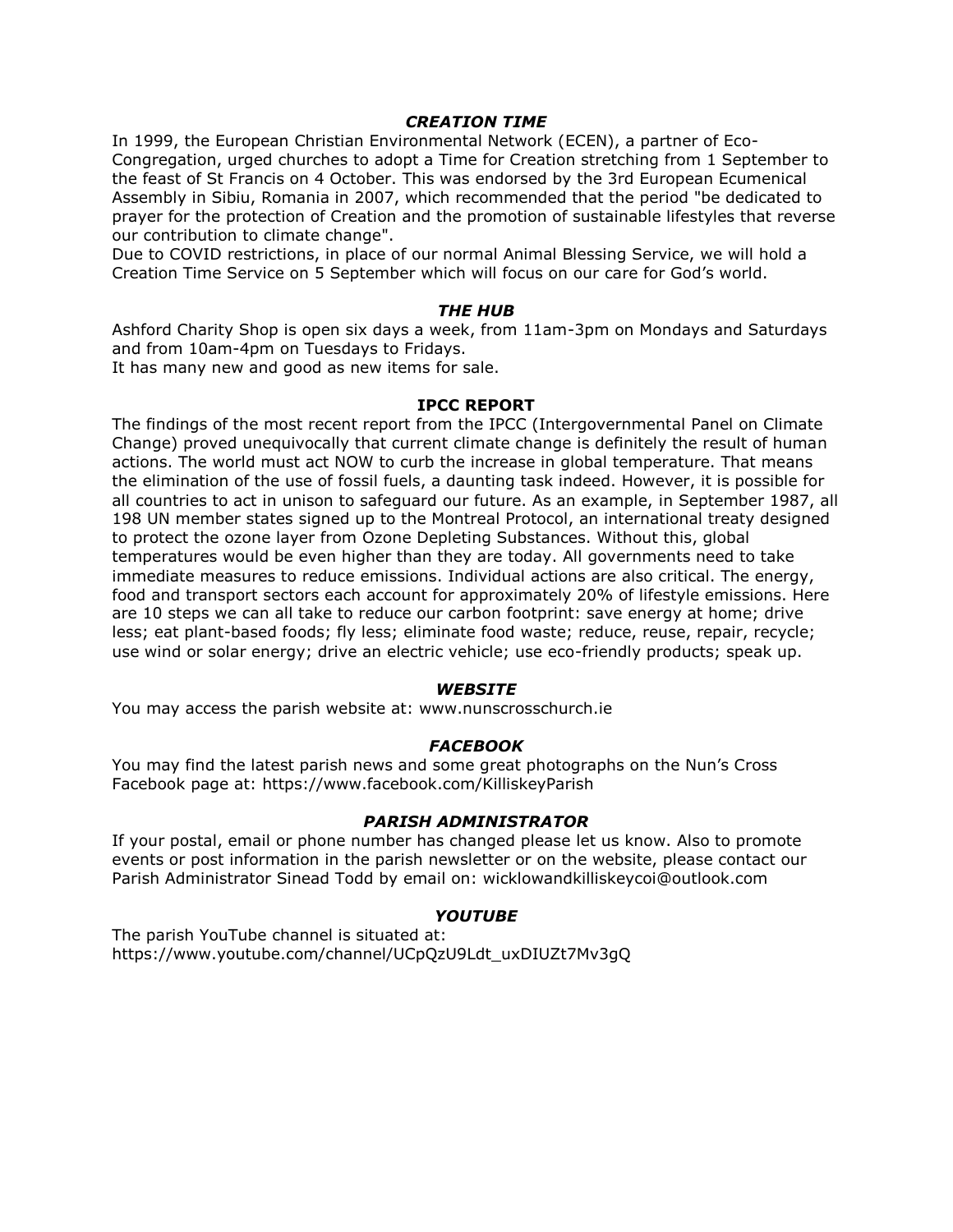### *CREATION TIME*

In 1999, the European Christian Environmental Network (ECEN), a partner of Eco-Congregation, urged churches to adopt a Time for Creation stretching from 1 September to the feast of St Francis on 4 October. This was endorsed by the 3rd European Ecumenical Assembly in Sibiu, Romania in 2007, which recommended that the period "be dedicated to prayer for the protection of Creation and the promotion of sustainable lifestyles that reverse our contribution to climate change".

Due to COVID restrictions, in place of our normal Animal Blessing Service, we will hold a Creation Time Service on 5 September which will focus on our care for God's world.

### *THE HUB*

Ashford Charity Shop is open six days a week, from 11am-3pm on Mondays and Saturdays and from 10am-4pm on Tuesdays to Fridays.

It has many new and good as new items for sale.

### IPCC REPORT

The findings of the most recent report from the IPCC (Intergovernmental Panel on Climate Change) proved unequivocally that current climate change is definitely the result of human actions. The world must act NOW to curb the increase in global temperature. That means the elimination of the use of fossil fuels, a daunting task indeed. However, it is possible for all countries to act in unison to safeguard our future. As an example, in September 1987, all 198 UN member states signed up to the Montreal Protocol, an international treaty designed to protect the ozone layer from Ozone Depleting Substances. Without this, global temperatures would be even higher than they are today. All governments need to take immediate measures to reduce emissions. Individual actions are also critical. The energy, food and transport sectors each account for approximately 20% of lifestyle emissions. Here are 10 steps we can all take to reduce our carbon footprint: save energy at home; drive less; eat plant-based foods; fly less; eliminate food waste; reduce, reuse, repair, recycle; use wind or solar energy; drive an electric vehicle; use eco-friendly products; speak up.

### *WEBSITE*

You may access the parish website at: www.nunscrosschurch.ie

### *FACEBOOK*

You may find the latest parish news and some great photographs on the Nun's Cross Facebook page at: https://www.facebook.com/KilliskeyParish

### *PARISH ADMINISTRATOR*

If your postal, email or phone number has changed please let us know. Also to promote events or post information in the parish newsletter or on the website, please contact our Parish Administrator Sinead Todd by email on: wicklowandkilliskeycoi@outlook.com

### *YOUTUBE*

The parish YouTube channel is situated at:
https://www.youtube.com/channel/UCpQzU9Ldt_uxDIUZt7Mv3gQ